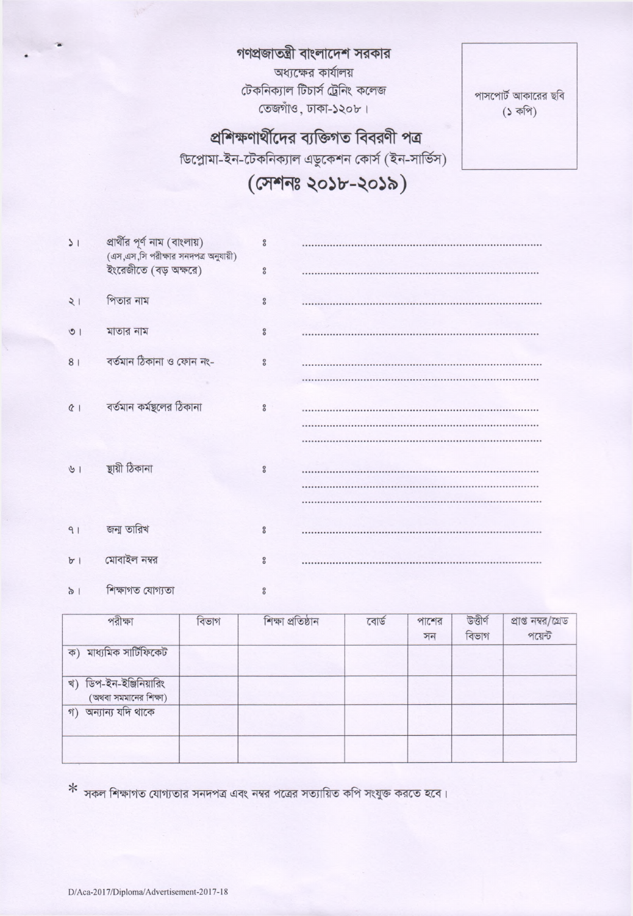গণপ্রজাতন্ত্রী বাংলাদেশ সরকার

অধ্যক্ষের কার্যালয়

টেকনিক্যাল টিচার্স ট্রেনিং কলেজ

তেজগাঁও, ঢাকা-১২০৮।

পাসপোর্ট আকারের ছবি
(১ কপি)

# প্রশিক্ষণার্থীদের ব্যক্তিগত বিবরণী পত্র

## ডিপ্লোমা-ইন-টেকনিক্যাল এডুকেশন কোর্স (ইন-সার্ভিস)

## (সেশনঃ ২০১৮-২০১৯)

১। প্রার্থীর পূর্ণ নাম (বাংলায়) (এস,এস,সি পরীক্ষার সনদপত্র অনুযায়ী) ঃ ............................................................................

ইংরেজীতে (বড় অক্ষরে) ঃ ............................................................................

২। পিতার নাম ঃ ............................................................................

৩। মাতার নাম ঃ ............................................................................

৪। বর্তমান ঠিকানা ও ফোন নং- ঃ ............................................................................
............................................................................

৫। বর্তমান কর্মস্থলের ঠিকানা ঃ ............................................................................
............................................................................
............................................................................

৬। স্থায়ী ঠিকানা ঃ ............................................................................
............................................................................
............................................................................

৭। জন্ম তারিখ ঃ ............................................................................

৮। মোবাইল নম্বর ঃ ............................................................................

৯। শিক্ষাগত যোগ্যতা ঃ

| পরীক্ষা | বিভাগ | শিক্ষা প্রতিষ্ঠান | বোর্ড | পাশের সন | উত্তীর্ণ বিভাগ | প্রাপ্ত নম্বর/গ্রেড পয়েন্ট |
|---|---|---|---|---|---|---|
| ক) মাধ্যমিক সার্টিফিকেট | | | | | | |
| খ) ডিপ-ইন-ইঞ্জিনিয়ারিং (অথবা সমমানের শিক্ষা) | | | | | | |
| গ) অন্যান্য যদি থাকে | | | | | | |
| | | | | | | |

* সকল শিক্ষাগত যোগ্যতার সনদপত্র এবং নম্বর পত্রের সত্যায়িত কপি সংযুক্ত করতে হবে।

D/Aca-2017/Diploma/Advertisement-2017-18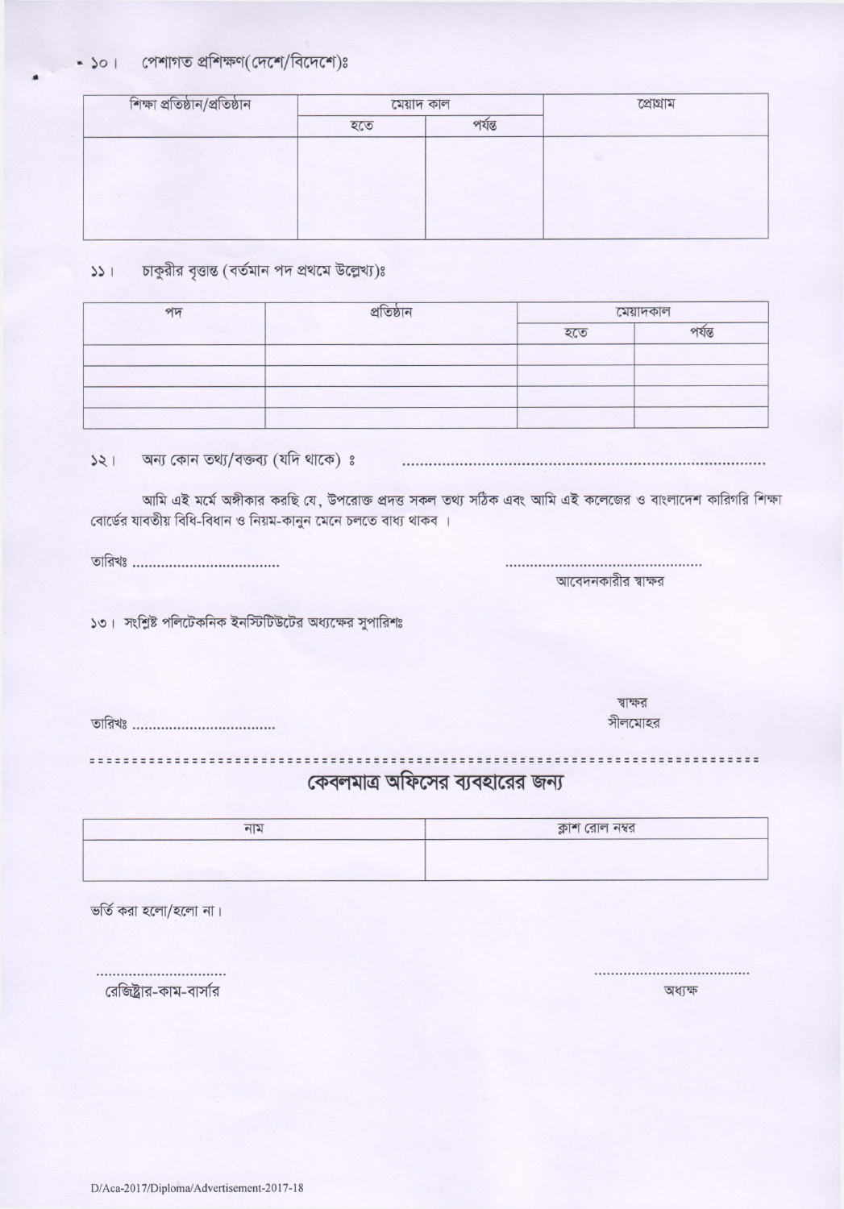১০। পেশাগত প্রশিক্ষণ(দেশে/বিদেশে)ঃ

| শিক্ষা প্রতিষ্ঠান/প্রতিষ্ঠান | মেয়াদ কাল | | প্রোগ্রাম |
|---|---|---|---|
| | হতে | পর্যন্ত | |
| | | | |

১১। চাকুরীর বৃত্তান্ত (বর্তমান পদ প্রথমে উল্লেখ্য)ঃ

| পদ | প্রতিষ্ঠান | মেয়াদকাল | |
|---|---|---|---|
| | | হতে | পর্যন্ত |
| | | | |
| | | | |
| | | | |
| | | | |

১২। অন্য কোন তথ্য/বক্তব্য (যদি থাকে) ঃ ..................................................................................

আমি এই মর্মে অঙ্গীকার করছি যে, উপরোক্ত প্রদত্ত সকল তথ্য সঠিক এবং আমি এই কলেজের ও বাংলাদেশ কারিগরি শিক্ষা বোর্ডের যাবতীয় বিধি-বিধান ও নিয়ম-কানুন মেনে চলতে বাধ্য থাকব ।

তারিখঃ ....................................

...............................................
আবেদনকারীর স্বাক্ষর

১৩। সংশ্লিষ্ট পলিটেকনিক ইনস্টিটিউটের অধ্যক্ষের সুপারিশঃ

স্বাক্ষর
সীলমোহর

তারিখঃ ..................................

## কেবলমাত্র অফিসের ব্যবহারের জন্য

| নাম | ক্লাশ রোল নম্বর |
|---|---|
| | |

ভর্তি করা হলো/হলো না।

................................
রেজিষ্ট্রার-কাম-বার্সার

......................................
অধ্যক্ষ

D/Aca-2017/Diploma/Advertisement-2017-18